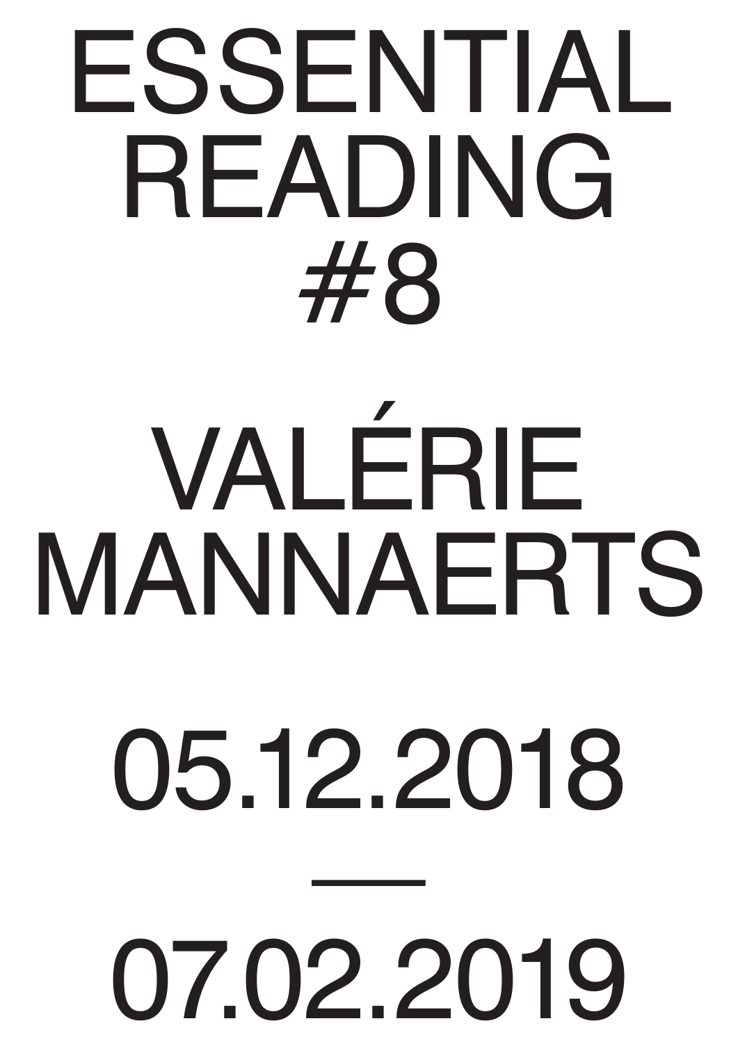# ESSENTIAL READING #8

# VALÉRIE MANNAERTS

05.12.2018

—

07.02.2019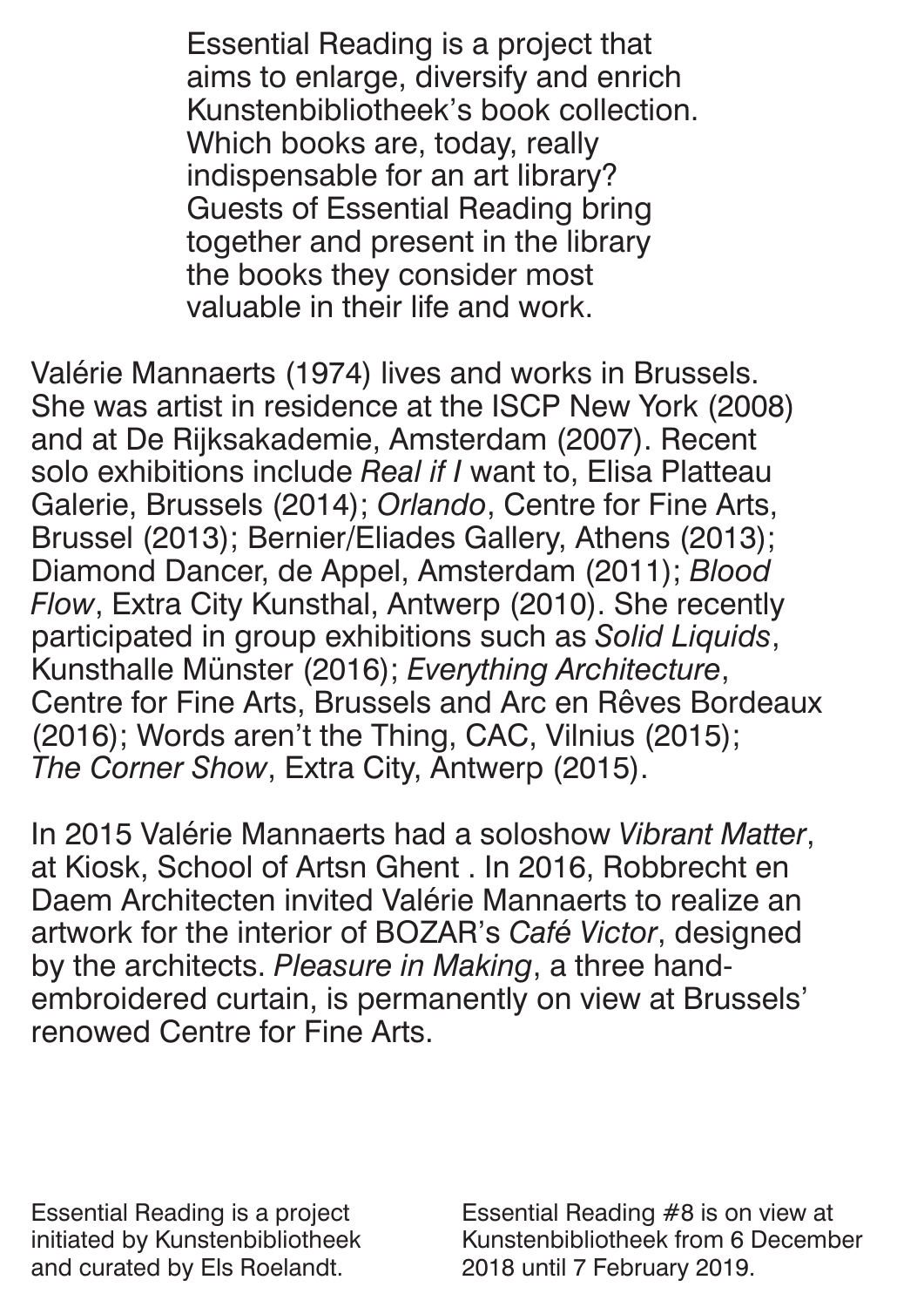Essential Reading is a project that aims to enlarge, diversify and enrich Kunstenbibliotheek's book collection. Which books are, today, really indispensable for an art library? Guests of Essential Reading bring together and present in the library the books they consider most valuable in their life and work.

Valérie Mannaerts (1974) lives and works in Brussels. She was artist in residence at the ISCP New York (2008) and at De Rijksakademie, Amsterdam (2007). Recent solo exhibitions include *Real if I* want to, Elisa Platteau Galerie, Brussels (2014); *Orlando*, Centre for Fine Arts, Brussel (2013); Bernier/Eliades Gallery, Athens (2013); Diamond Dancer, de Appel, Amsterdam (2011); *Blood Flow*, Extra City Kunsthal, Antwerp (2010). She recently participated in group exhibitions such as *Solid Liquids*, Kunsthalle Münster (2016); *Everything Architecture*, Centre for Fine Arts, Brussels and Arc en Rêves Bordeaux (2016); Words aren't the Thing, CAC, Vilnius (2015); *The Corner Show*, Extra City, Antwerp (2015).

In 2015 Valérie Mannaerts had a soloshow *Vibrant Matter*, at Kiosk, School of Artsn Ghent . In 2016, Robbrecht en Daem Architecten invited Valérie Mannaerts to realize an artwork for the interior of BOZAR's *Café Victor*, designed by the architects. *Pleasure in Making*, a three hand-embroidered curtain, is permanently on view at Brussels' renowed Centre for Fine Arts.

Essential Reading is a project initiated by Kunstenbibliotheek and curated by Els Roelandt.

Essential Reading #8 is on view at Kunstenbibliotheek from 6 December 2018 until 7 February 2019.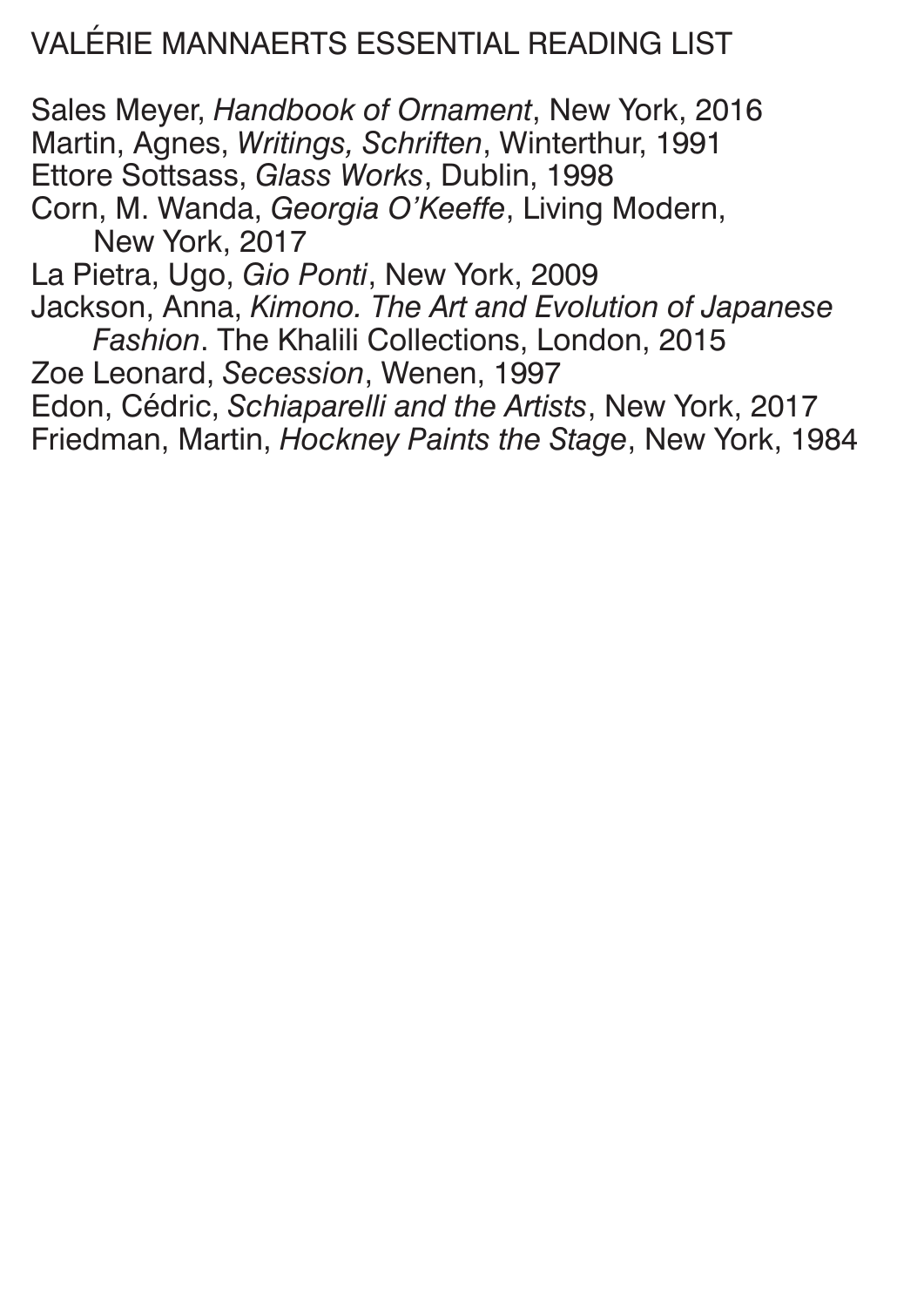# VALÉRIE MANNAERTS ESSENTIAL READING LIST

Sales Meyer, *Handbook of Ornament*, New York, 2016
Martin, Agnes, *Writings, Schriften*, Winterthur, 1991
Ettore Sottsass, *Glass Works*, Dublin, 1998
Corn, M. Wanda, *Georgia O'Keeffe*, Living Modern, New York, 2017
La Pietra, Ugo, *Gio Ponti*, New York, 2009
Jackson, Anna, *Kimono. The Art and Evolution of Japanese Fashion*. The Khalili Collections, London, 2015
Zoe Leonard, *Secession*, Wenen, 1997
Edon, Cédric, *Schiaparelli and the Artists*, New York, 2017
Friedman, Martin, *Hockney Paints the Stage*, New York, 1984